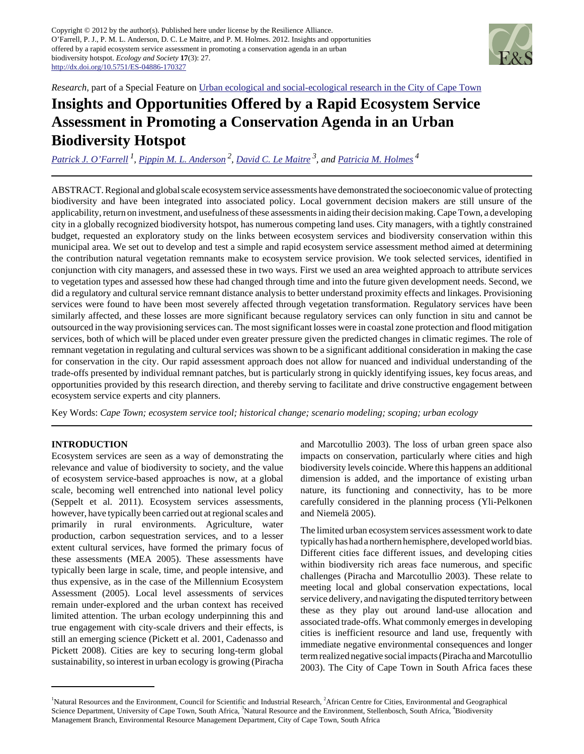Copyright © 2012 by the author(s). Published here under license by the Resilience Alliance.
O'Farrell, P. J., P. M. L. Anderson, D. C. Le Maitre, and P. M. Holmes. 2012. Insights and opportunities offered by a rapid ecosystem service assessment in promoting a conservation agenda in an urban biodiversity hotspot. *Ecology and Society* **17**(3): 27.
http://dx.doi.org/10.5751/ES-04886-170327

*Research*, part of a Special Feature on Urban ecological and social-ecological research in the City of Cape Town

# Insights and Opportunities Offered by a Rapid Ecosystem Service Assessment in Promoting a Conservation Agenda in an Urban Biodiversity Hotspot

*Patrick J. O'Farrell* [1], *Pippin M. L. Anderson* [2], *David C. Le Maitre* [3], *and Patricia M. Holmes* [4]

ABSTRACT. Regional and global scale ecosystem service assessments have demonstrated the socioeconomic value of protecting biodiversity and have been integrated into associated policy. Local government decision makers are still unsure of the applicability, return on investment, and usefulness of these assessments in aiding their decision making. Cape Town, a developing city in a globally recognized biodiversity hotspot, has numerous competing land uses. City managers, with a tightly constrained budget, requested an exploratory study on the links between ecosystem services and biodiversity conservation within this municipal area. We set out to develop and test a simple and rapid ecosystem service assessment method aimed at determining the contribution natural vegetation remnants make to ecosystem service provision. We took selected services, identified in conjunction with city managers, and assessed these in two ways. First we used an area weighted approach to attribute services to vegetation types and assessed how these had changed through time and into the future given development needs. Second, we did a regulatory and cultural service remnant distance analysis to better understand proximity effects and linkages. Provisioning services were found to have been most severely affected through vegetation transformation. Regulatory services have been similarly affected, and these losses are more significant because regulatory services can only function in situ and cannot be outsourced in the way provisioning services can. The most significant losses were in coastal zone protection and flood mitigation services, both of which will be placed under even greater pressure given the predicted changes in climatic regimes. The role of remnant vegetation in regulating and cultural services was shown to be a significant additional consideration in making the case for conservation in the city. Our rapid assessment approach does not allow for nuanced and individual understanding of the trade-offs presented by individual remnant patches, but is particularly strong in quickly identifying issues, key focus areas, and opportunities provided by this research direction, and thereby serving to facilitate and drive constructive engagement between ecosystem service experts and city planners.

Key Words: *Cape Town; ecosystem service tool; historical change; scenario modeling; scoping; urban ecology*

## INTRODUCTION

Ecosystem services are seen as a way of demonstrating the relevance and value of biodiversity to society, and the value of ecosystem service-based approaches is now, at a global scale, becoming well entrenched into national level policy (Seppelt et al. 2011). Ecosystem services assessments, however, have typically been carried out at regional scales and primarily in rural environments. Agriculture, water production, carbon sequestration services, and to a lesser extent cultural services, have formed the primary focus of these assessments (MEA 2005). These assessments have typically been large in scale, time, and people intensive, and thus expensive, as in the case of the Millennium Ecosystem Assessment (2005). Local level assessments of services remain under-explored and the urban context has received limited attention. The urban ecology underpinning this and true engagement with city-scale drivers and their effects, is still an emerging science (Pickett et al. 2001, Cadenasso and Pickett 2008). Cities are key to securing long-term global sustainability, so interest in urban ecology is growing (Piracha and Marcotullio 2003). The loss of urban green space also impacts on conservation, particularly where cities and high biodiversity levels coincide. Where this happens an additional dimension is added, and the importance of existing urban nature, its functioning and connectivity, has to be more carefully considered in the planning process (Yli-Pelkonen and Niemelä 2005).

The limited urban ecosystem services assessment work to date typically has had a northern hemisphere, developed world bias. Different cities face different issues, and developing cities within biodiversity rich areas face numerous, and specific challenges (Piracha and Marcotullio 2003). These relate to meeting local and global conservation expectations, local service delivery, and navigating the disputed territory between these as they play out around land-use allocation and associated trade-offs. What commonly emerges in developing cities is inefficient resource and land use, frequently with immediate negative environmental consequences and longer term realized negative social impacts (Piracha and Marcotullio 2003). The City of Cape Town in South Africa faces these

[1]Natural Resources and the Environment, Council for Scientific and Industrial Research, [2]African Centre for Cities, Environmental and Geographical Science Department, University of Cape Town, South Africa, [3]Natural Resource and the Environment, Stellenbosch, South Africa, [4]Biodiversity Management Branch, Environmental Resource Management Department, City of Cape Town, South Africa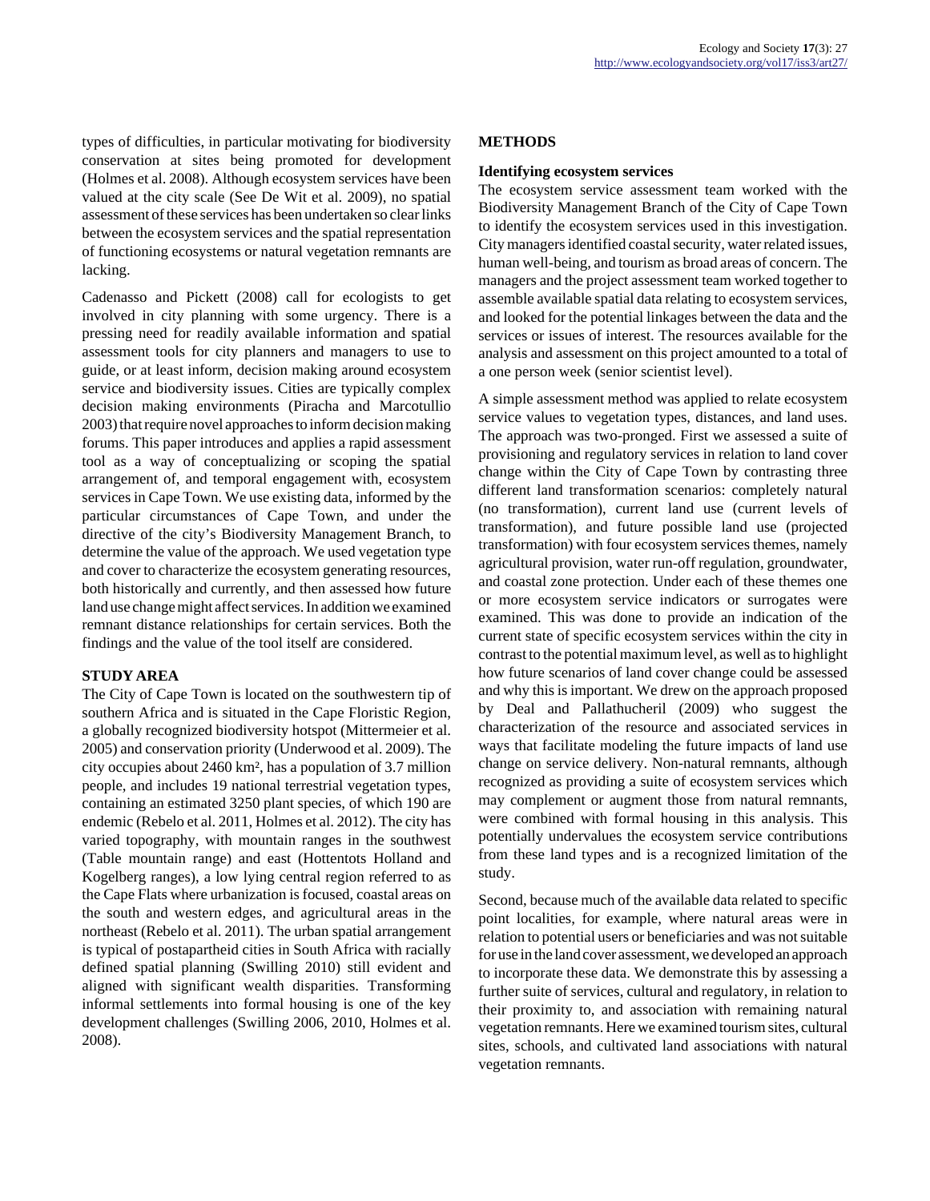types of difficulties, in particular motivating for biodiversity conservation at sites being promoted for development (Holmes et al. 2008). Although ecosystem services have been valued at the city scale (See De Wit et al. 2009), no spatial assessment of these services has been undertaken so clear links between the ecosystem services and the spatial representation of functioning ecosystems or natural vegetation remnants are lacking.

Cadenasso and Pickett (2008) call for ecologists to get involved in city planning with some urgency. There is a pressing need for readily available information and spatial assessment tools for city planners and managers to use to guide, or at least inform, decision making around ecosystem service and biodiversity issues. Cities are typically complex decision making environments (Piracha and Marcotullio 2003) that require novel approaches to inform decision making forums. This paper introduces and applies a rapid assessment tool as a way of conceptualizing or scoping the spatial arrangement of, and temporal engagement with, ecosystem services in Cape Town. We use existing data, informed by the particular circumstances of Cape Town, and under the directive of the city's Biodiversity Management Branch, to determine the value of the approach. We used vegetation type and cover to characterize the ecosystem generating resources, both historically and currently, and then assessed how future land use change might affect services. In addition we examined remnant distance relationships for certain services. Both the findings and the value of the tool itself are considered.

## STUDY AREA

The City of Cape Town is located on the southwestern tip of southern Africa and is situated in the Cape Floristic Region, a globally recognized biodiversity hotspot (Mittermeier et al. 2005) and conservation priority (Underwood et al. 2009). The city occupies about 2460 km², has a population of 3.7 million people, and includes 19 national terrestrial vegetation types, containing an estimated 3250 plant species, of which 190 are endemic (Rebelo et al. 2011, Holmes et al. 2012). The city has varied topography, with mountain ranges in the southwest (Table mountain range) and east (Hottentots Holland and Kogelberg ranges), a low lying central region referred to as the Cape Flats where urbanization is focused, coastal areas on the south and western edges, and agricultural areas in the northeast (Rebelo et al. 2011). The urban spatial arrangement is typical of postapartheid cities in South Africa with racially defined spatial planning (Swilling 2010) still evident and aligned with significant wealth disparities. Transforming informal settlements into formal housing is one of the key development challenges (Swilling 2006, 2010, Holmes et al. 2008).

## METHODS

### Identifying ecosystem services

The ecosystem service assessment team worked with the Biodiversity Management Branch of the City of Cape Town to identify the ecosystem services used in this investigation. City managers identified coastal security, water related issues, human well-being, and tourism as broad areas of concern. The managers and the project assessment team worked together to assemble available spatial data relating to ecosystem services, and looked for the potential linkages between the data and the services or issues of interest. The resources available for the analysis and assessment on this project amounted to a total of a one person week (senior scientist level).

A simple assessment method was applied to relate ecosystem service values to vegetation types, distances, and land uses. The approach was two-pronged. First we assessed a suite of provisioning and regulatory services in relation to land cover change within the City of Cape Town by contrasting three different land transformation scenarios: completely natural (no transformation), current land use (current levels of transformation), and future possible land use (projected transformation) with four ecosystem services themes, namely agricultural provision, water run-off regulation, groundwater, and coastal zone protection. Under each of these themes one or more ecosystem service indicators or surrogates were examined. This was done to provide an indication of the current state of specific ecosystem services within the city in contrast to the potential maximum level, as well as to highlight how future scenarios of land cover change could be assessed and why this is important. We drew on the approach proposed by Deal and Pallathucheril (2009) who suggest the characterization of the resource and associated services in ways that facilitate modeling the future impacts of land use change on service delivery. Non-natural remnants, although recognized as providing a suite of ecosystem services which may complement or augment those from natural remnants, were combined with formal housing in this analysis. This potentially undervalues the ecosystem service contributions from these land types and is a recognized limitation of the study.

Second, because much of the available data related to specific point localities, for example, where natural areas were in relation to potential users or beneficiaries and was not suitable for use in the land cover assessment, we developed an approach to incorporate these data. We demonstrate this by assessing a further suite of services, cultural and regulatory, in relation to their proximity to, and association with remaining natural vegetation remnants. Here we examined tourism sites, cultural sites, schools, and cultivated land associations with natural vegetation remnants.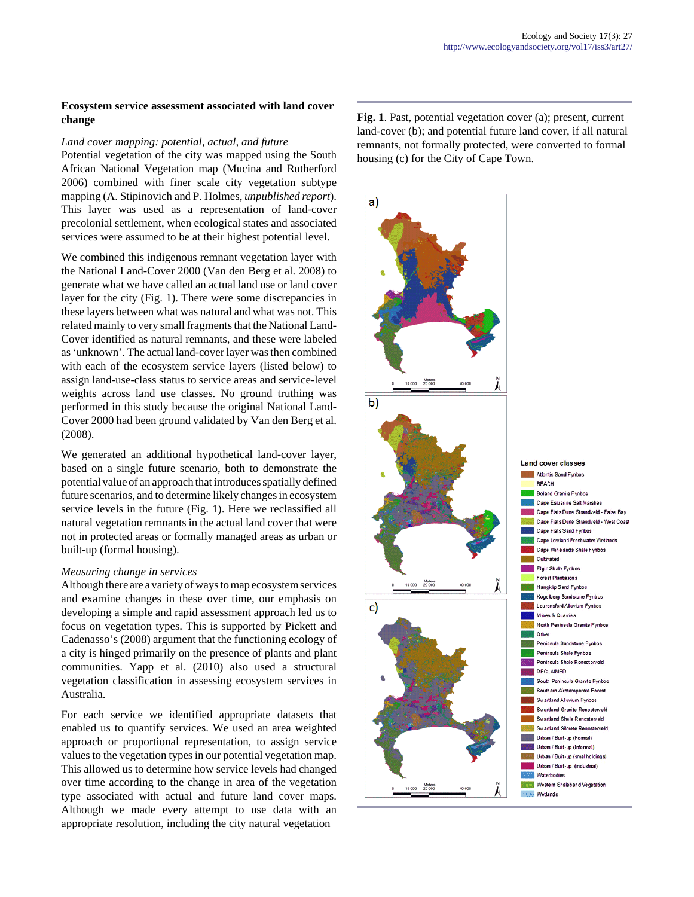## Ecosystem service assessment associated with land cover change

*Land cover mapping: potential, actual, and future*

Potential vegetation of the city was mapped using the South African National Vegetation map (Mucina and Rutherford 2006) combined with finer scale city vegetation subtype mapping (A. Stipinovich and P. Holmes, *unpublished report*). This layer was used as a representation of land-cover precolonial settlement, when ecological states and associated services were assumed to be at their highest potential level.

We combined this indigenous remnant vegetation layer with the National Land-Cover 2000 (Van den Berg et al. 2008) to generate what we have called an actual land use or land cover layer for the city (Fig. 1). There were some discrepancies in these layers between what was natural and what was not. This related mainly to very small fragments that the National Land-Cover identified as natural remnants, and these were labeled as 'unknown'. The actual land-cover layer was then combined with each of the ecosystem service layers (listed below) to assign land-use-class status to service areas and service-level weights across land use classes. No ground truthing was performed in this study because the original National Land-Cover 2000 had been ground validated by Van den Berg et al. (2008).

We generated an additional hypothetical land-cover layer, based on a single future scenario, both to demonstrate the potential value of an approach that introduces spatially defined future scenarios, and to determine likely changes in ecosystem service levels in the future (Fig. 1). Here we reclassified all natural vegetation remnants in the actual land cover that were not in protected areas or formally managed areas as urban or built-up (formal housing).

*Measuring change in services*

Although there are a variety of ways to map ecosystem services and examine changes in these over time, our emphasis on developing a simple and rapid assessment approach led us to focus on vegetation types. This is supported by Pickett and Cadenasso's (2008) argument that the functioning ecology of a city is hinged primarily on the presence of plants and plant communities. Yapp et al. (2010) also used a structural vegetation classification in assessing ecosystem services in Australia.

For each service we identified appropriate datasets that enabled us to quantify services. We used an area weighted approach or proportional representation, to assign service values to the vegetation types in our potential vegetation map. This allowed us to determine how service levels had changed over time according to the change in area of the vegetation type associated with actual and future land cover maps. Although we made every attempt to use data with an appropriate resolution, including the city natural vegetation

**Fig. 1**. Past, potential vegetation cover (a); present, current land-cover (b); and potential future land cover, if all natural remnants, not formally protected, were converted to formal housing (c) for the City of Cape Town.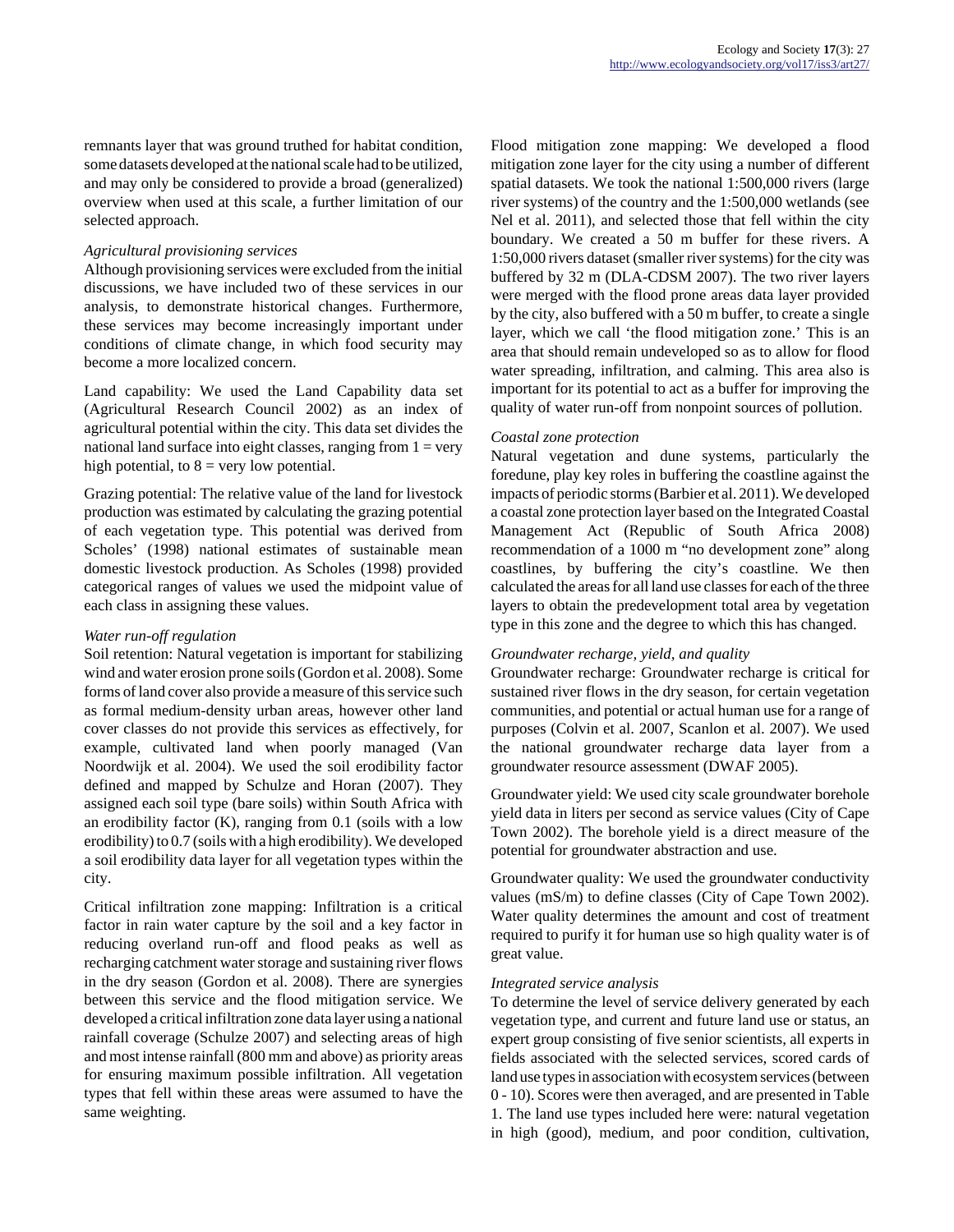remnants layer that was ground truthed for habitat condition, some datasets developed at the national scale had to be utilized, and may only be considered to provide a broad (generalized) overview when used at this scale, a further limitation of our selected approach.

*Agricultural provisioning services*

Although provisioning services were excluded from the initial discussions, we have included two of these services in our analysis, to demonstrate historical changes. Furthermore, these services may become increasingly important under conditions of climate change, in which food security may become a more localized concern.

Land capability: We used the Land Capability data set (Agricultural Research Council 2002) as an index of agricultural potential within the city. This data set divides the national land surface into eight classes, ranging from 1 = very high potential, to 8 = very low potential.

Grazing potential: The relative value of the land for livestock production was estimated by calculating the grazing potential of each vegetation type. This potential was derived from Scholes' (1998) national estimates of sustainable mean domestic livestock production. As Scholes (1998) provided categorical ranges of values we used the midpoint value of each class in assigning these values.

*Water run-off regulation*

Soil retention: Natural vegetation is important for stabilizing wind and water erosion prone soils (Gordon et al. 2008). Some forms of land cover also provide a measure of this service such as formal medium-density urban areas, however other land cover classes do not provide this services as effectively, for example, cultivated land when poorly managed (Van Noordwijk et al. 2004). We used the soil erodibility factor defined and mapped by Schulze and Horan (2007). They assigned each soil type (bare soils) within South Africa with an erodibility factor (K), ranging from 0.1 (soils with a low erodibility) to 0.7 (soils with a high erodibility). We developed a soil erodibility data layer for all vegetation types within the city.

Critical infiltration zone mapping: Infiltration is a critical factor in rain water capture by the soil and a key factor in reducing overland run-off and flood peaks as well as recharging catchment water storage and sustaining river flows in the dry season (Gordon et al. 2008). There are synergies between this service and the flood mitigation service. We developed a critical infiltration zone data layer using a national rainfall coverage (Schulze 2007) and selecting areas of high and most intense rainfall (800 mm and above) as priority areas for ensuring maximum possible infiltration. All vegetation types that fell within these areas were assumed to have the same weighting.

Flood mitigation zone mapping: We developed a flood mitigation zone layer for the city using a number of different spatial datasets. We took the national 1:500,000 rivers (large river systems) of the country and the 1:500,000 wetlands (see Nel et al. 2011), and selected those that fell within the city boundary. We created a 50 m buffer for these rivers. A 1:50,000 rivers dataset (smaller river systems) for the city was buffered by 32 m (DLA-CDSM 2007). The two river layers were merged with the flood prone areas data layer provided by the city, also buffered with a 50 m buffer, to create a single layer, which we call 'the flood mitigation zone.' This is an area that should remain undeveloped so as to allow for flood water spreading, infiltration, and calming. This area also is important for its potential to act as a buffer for improving the quality of water run-off from nonpoint sources of pollution.

*Coastal zone protection*

Natural vegetation and dune systems, particularly the foredune, play key roles in buffering the coastline against the impacts of periodic storms (Barbier et al. 2011). We developed a coastal zone protection layer based on the Integrated Coastal Management Act (Republic of South Africa 2008) recommendation of a 1000 m "no development zone" along coastlines, by buffering the city's coastline. We then calculated the areas for all land use classes for each of the three layers to obtain the predevelopment total area by vegetation type in this zone and the degree to which this has changed.

*Groundwater recharge, yield, and quality*

Groundwater recharge: Groundwater recharge is critical for sustained river flows in the dry season, for certain vegetation communities, and potential or actual human use for a range of purposes (Colvin et al. 2007, Scanlon et al. 2007). We used the national groundwater recharge data layer from a groundwater resource assessment (DWAF 2005).

Groundwater yield: We used city scale groundwater borehole yield data in liters per second as service values (City of Cape Town 2002). The borehole yield is a direct measure of the potential for groundwater abstraction and use.

Groundwater quality: We used the groundwater conductivity values (mS/m) to define classes (City of Cape Town 2002). Water quality determines the amount and cost of treatment required to purify it for human use so high quality water is of great value.

*Integrated service analysis*

To determine the level of service delivery generated by each vegetation type, and current and future land use or status, an expert group consisting of five senior scientists, all experts in fields associated with the selected services, scored cards of land use types in association with ecosystem services (between 0 - 10). Scores were then averaged, and are presented in Table 1. The land use types included here were: natural vegetation in high (good), medium, and poor condition, cultivation,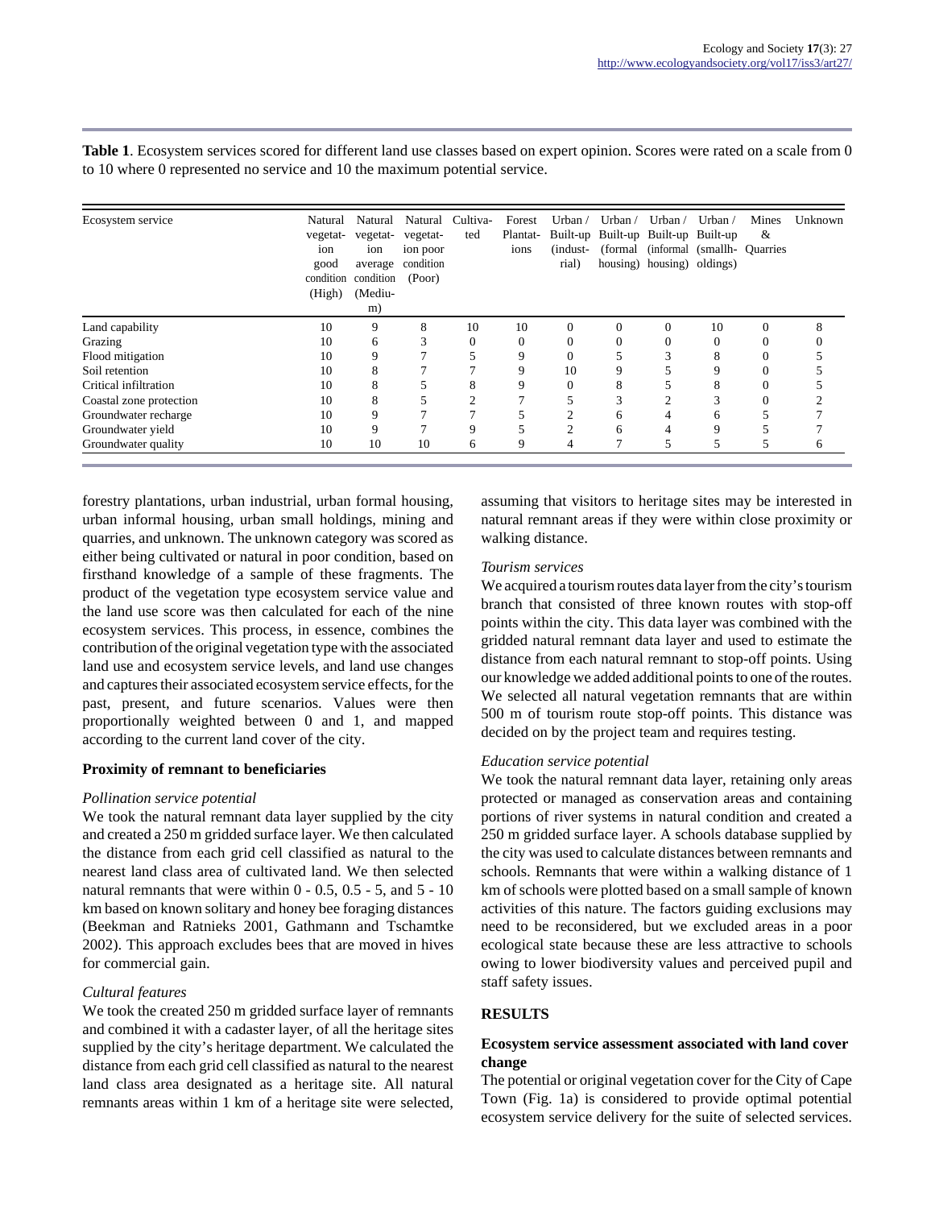**Table 1**. Ecosystem services scored for different land use classes based on expert opinion. Scores were rated on a scale from 0 to 10 where 0 represented no service and 10 the maximum potential service.

| Ecosystem service | Natural vegetation good condition (High) | Natural vegetation average condition (Medium) | Natural vegetation poor condition (Poor) | Cultivated | Forest Plantations | Urban / Built-up (industrial) | Urban / Built-up (formal housing) | Urban / Built-up (informal housing) | Urban / Built-up (smallholdings) | Mines & Quarries | Unknown |
|---|---|---|---|---|---|---|---|---|---|---|---|
| Land capability | 10 | 9 | 8 | 10 | 10 | 0 | 0 | 0 | 10 | 0 | 8 |
| Grazing | 10 | 6 | 3 | 0 | 0 | 0 | 0 | 0 | 0 | 0 | 0 |
| Flood mitigation | 10 | 9 | 7 | 5 | 9 | 0 | 5 | 3 | 8 | 0 | 5 |
| Soil retention | 10 | 8 | 7 | 7 | 9 | 10 | 9 | 5 | 9 | 0 | 5 |
| Critical infiltration | 10 | 8 | 5 | 8 | 9 | 0 | 8 | 5 | 8 | 0 | 5 |
| Coastal zone protection | 10 | 8 | 5 | 2 | 7 | 5 | 3 | 2 | 3 | 0 | 2 |
| Groundwater recharge | 10 | 9 | 7 | 7 | 5 | 2 | 6 | 4 | 6 | 5 | 7 |
| Groundwater yield | 10 | 9 | 7 | 9 | 5 | 2 | 6 | 4 | 9 | 5 | 7 |
| Groundwater quality | 10 | 10 | 10 | 6 | 9 | 4 | 7 | 5 | 5 | 5 | 6 |

forestry plantations, urban industrial, urban formal housing, urban informal housing, urban small holdings, mining and quarries, and unknown. The unknown category was scored as either being cultivated or natural in poor condition, based on firsthand knowledge of a sample of these fragments. The product of the vegetation type ecosystem service value and the land use score was then calculated for each of the nine ecosystem services. This process, in essence, combines the contribution of the original vegetation type with the associated land use and ecosystem service levels, and land use changes and captures their associated ecosystem service effects, for the past, present, and future scenarios. Values were then proportionally weighted between 0 and 1, and mapped according to the current land cover of the city.

### Proximity of remnant to beneficiaries

*Pollination service potential*

We took the natural remnant data layer supplied by the city and created a 250 m gridded surface layer. We then calculated the distance from each grid cell classified as natural to the nearest land class area of cultivated land. We then selected natural remnants that were within 0 - 0.5, 0.5 - 5, and 5 - 10 km based on known solitary and honey bee foraging distances (Beekman and Ratnieks 2001, Gathmann and Tschamtke 2002). This approach excludes bees that are moved in hives for commercial gain.

*Cultural features*

We took the created 250 m gridded surface layer of remnants and combined it with a cadaster layer, of all the heritage sites supplied by the city's heritage department. We calculated the distance from each grid cell classified as natural to the nearest land class area designated as a heritage site. All natural remnants areas within 1 km of a heritage site were selected, assuming that visitors to heritage sites may be interested in natural remnant areas if they were within close proximity or walking distance.

*Tourism services*

We acquired a tourism routes data layer from the city's tourism branch that consisted of three known routes with stop-off points within the city. This data layer was combined with the gridded natural remnant data layer and used to estimate the distance from each natural remnant to stop-off points. Using our knowledge we added additional points to one of the routes. We selected all natural vegetation remnants that are within 500 m of tourism route stop-off points. This distance was decided on by the project team and requires testing.

*Education service potential*

We took the natural remnant data layer, retaining only areas protected or managed as conservation areas and containing portions of river systems in natural condition and created a 250 m gridded surface layer. A schools database supplied by the city was used to calculate distances between remnants and schools. Remnants that were within a walking distance of 1 km of schools were plotted based on a small sample of known activities of this nature. The factors guiding exclusions may need to be reconsidered, but we excluded areas in a poor ecological state because these are less attractive to schools owing to lower biodiversity values and perceived pupil and staff safety issues.

## RESULTS

### Ecosystem service assessment associated with land cover change

The potential or original vegetation cover for the City of Cape Town (Fig. 1a) is considered to provide optimal potential ecosystem service delivery for the suite of selected services.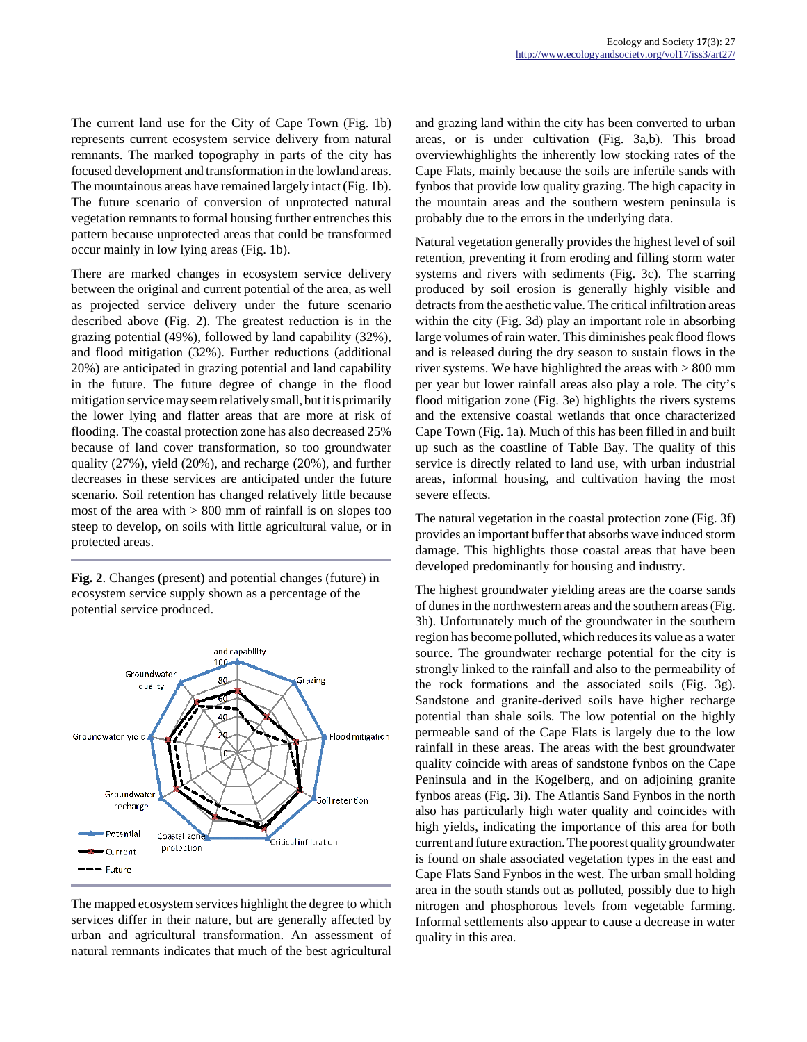The current land use for the City of Cape Town (Fig. 1b) represents current ecosystem service delivery from natural remnants. The marked topography in parts of the city has focused development and transformation in the lowland areas. The mountainous areas have remained largely intact (Fig. 1b). The future scenario of conversion of unprotected natural vegetation remnants to formal housing further entrenches this pattern because unprotected areas that could be transformed occur mainly in low lying areas (Fig. 1b).

There are marked changes in ecosystem service delivery between the original and current potential of the area, as well as projected service delivery under the future scenario described above (Fig. 2). The greatest reduction is in the grazing potential (49%), followed by land capability (32%), and flood mitigation (32%). Further reductions (additional 20%) are anticipated in grazing potential and land capability in the future. The future degree of change in the flood mitigation service may seem relatively small, but it is primarily the lower lying and flatter areas that are more at risk of flooding. The coastal protection zone has also decreased 25% because of land cover transformation, so too groundwater quality (27%), yield (20%), and recharge (20%), and further decreases in these services are anticipated under the future scenario. Soil retention has changed relatively little because most of the area with > 800 mm of rainfall is on slopes too steep to develop, on soils with little agricultural value, or in protected areas.

**Fig. 2**. Changes (present) and potential changes (future) in ecosystem service supply shown as a percentage of the potential service produced.

The mapped ecosystem services highlight the degree to which services differ in their nature, but are generally affected by urban and agricultural transformation. An assessment of natural remnants indicates that much of the best agricultural and grazing land within the city has been converted to urban areas, or is under cultivation (Fig. 3a,b). This broad overviewhighlights the inherently low stocking rates of the Cape Flats, mainly because the soils are infertile sands with fynbos that provide low quality grazing. The high capacity in the mountain areas and the southern western peninsula is probably due to the errors in the underlying data.

Natural vegetation generally provides the highest level of soil retention, preventing it from eroding and filling storm water systems and rivers with sediments (Fig. 3c). The scarring produced by soil erosion is generally highly visible and detracts from the aesthetic value. The critical infiltration areas within the city (Fig. 3d) play an important role in absorbing large volumes of rain water. This diminishes peak flood flows and is released during the dry season to sustain flows in the river systems. We have highlighted the areas with > 800 mm per year but lower rainfall areas also play a role. The city's flood mitigation zone (Fig. 3e) highlights the rivers systems and the extensive coastal wetlands that once characterized Cape Town (Fig. 1a). Much of this has been filled in and built up such as the coastline of Table Bay. The quality of this service is directly related to land use, with urban industrial areas, informal housing, and cultivation having the most severe effects.

The natural vegetation in the coastal protection zone (Fig. 3f) provides an important buffer that absorbs wave induced storm damage. This highlights those coastal areas that have been developed predominantly for housing and industry.

The highest groundwater yielding areas are the coarse sands of dunes in the northwestern areas and the southern areas (Fig. 3h). Unfortunately much of the groundwater in the southern region has become polluted, which reduces its value as a water source. The groundwater recharge potential for the city is strongly linked to the rainfall and also to the permeability of the rock formations and the associated soils (Fig. 3g). Sandstone and granite-derived soils have higher recharge potential than shale soils. The low potential on the highly permeable sand of the Cape Flats is largely due to the low rainfall in these areas. The areas with the best groundwater quality coincide with areas of sandstone fynbos on the Cape Peninsula and in the Kogelberg, and on adjoining granite fynbos areas (Fig. 3i). The Atlantis Sand Fynbos in the north also has particularly high water quality and coincides with high yields, indicating the importance of this area for both current and future extraction. The poorest quality groundwater is found on shale associated vegetation types in the east and Cape Flats Sand Fynbos in the west. The urban small holding area in the south stands out as polluted, possibly due to high nitrogen and phosphorous levels from vegetable farming. Informal settlements also appear to cause a decrease in water quality in this area.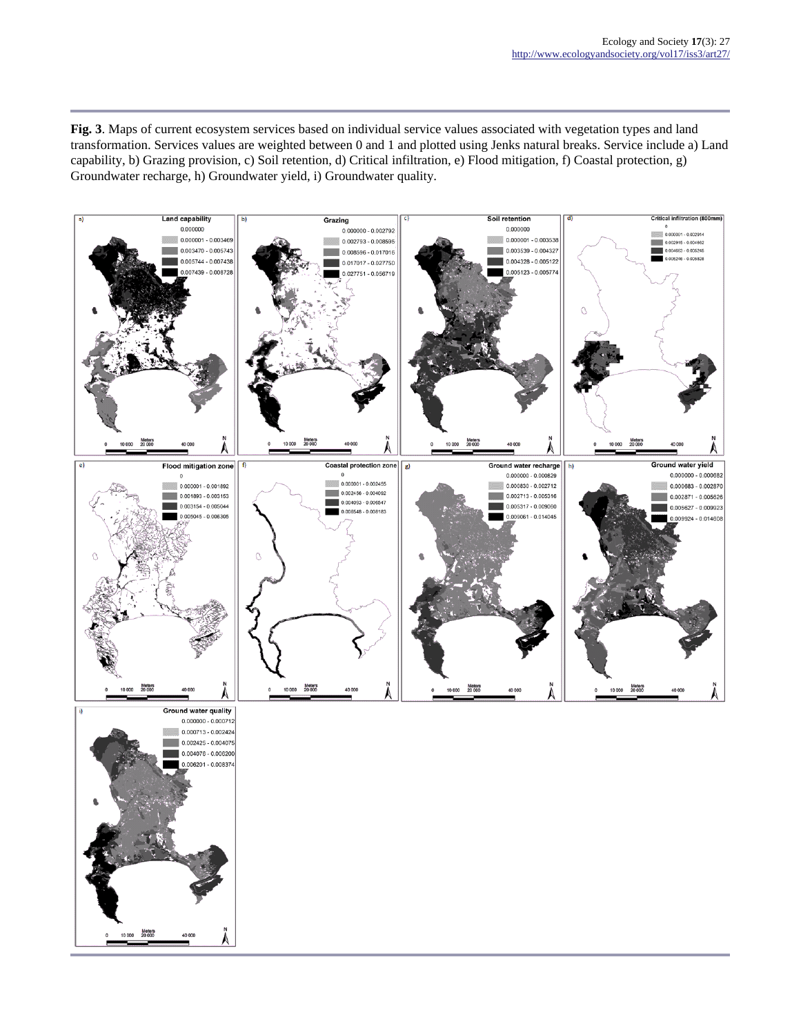**Fig. 3**. Maps of current ecosystem services based on individual service values associated with vegetation types and land transformation. Services values are weighted between 0 and 1 and plotted using Jenks natural breaks. Service include a) Land capability, b) Grazing provision, c) Soil retention, d) Critical infiltration, e) Flood mitigation, f) Coastal protection, g) Groundwater recharge, h) Groundwater yield, i) Groundwater quality.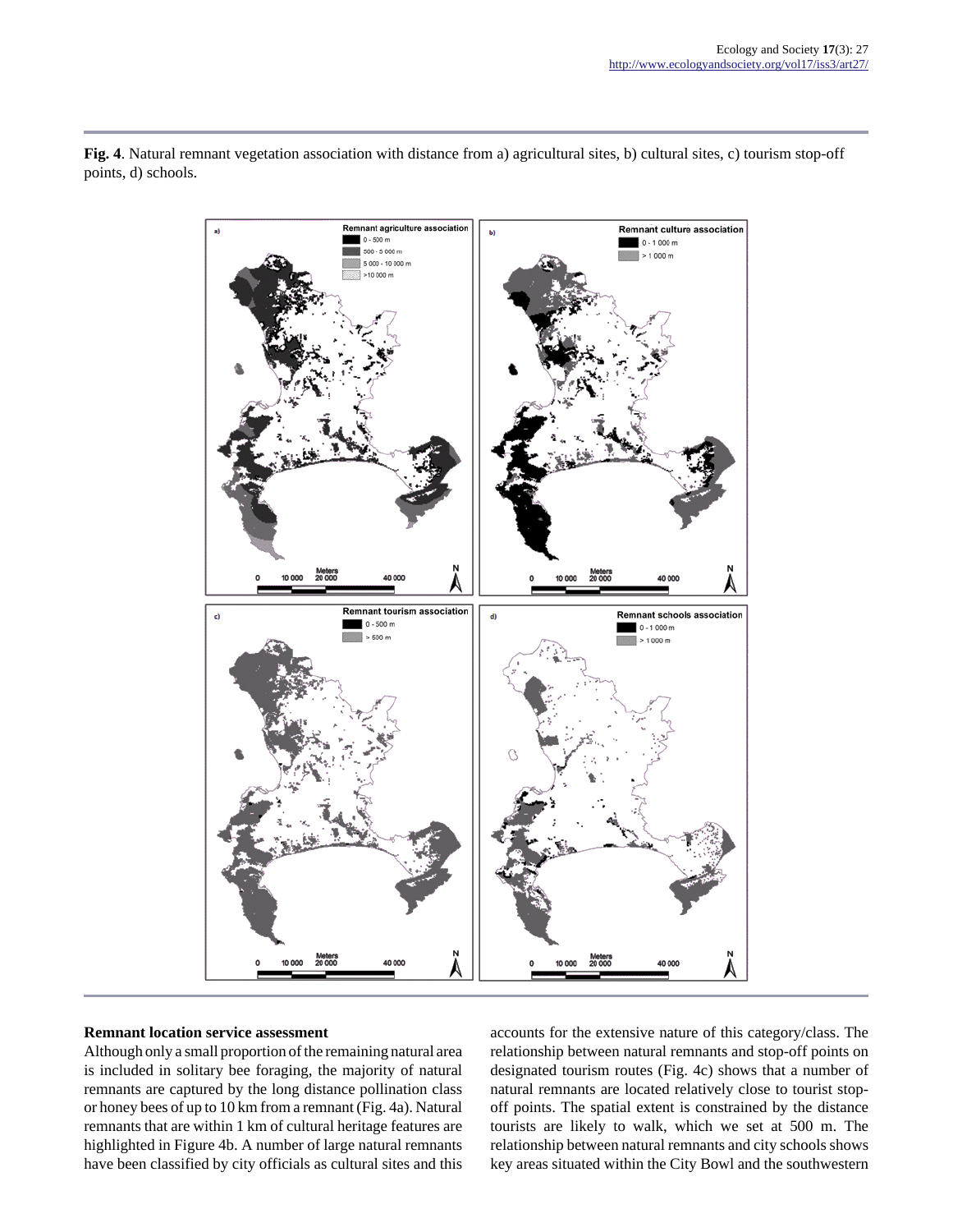**Fig. 4**. Natural remnant vegetation association with distance from a) agricultural sites, b) cultural sites, c) tourism stop-off points, d) schools.

### Remnant location service assessment

Although only a small proportion of the remaining natural area is included in solitary bee foraging, the majority of natural remnants are captured by the long distance pollination class or honey bees of up to 10 km from a remnant (Fig. 4a). Natural remnants that are within 1 km of cultural heritage features are highlighted in Figure 4b. A number of large natural remnants have been classified by city officials as cultural sites and this accounts for the extensive nature of this category/class. The relationship between natural remnants and stop-off points on designated tourism routes (Fig. 4c) shows that a number of natural remnants are located relatively close to tourist stop-off points. The spatial extent is constrained by the distance tourists are likely to walk, which we set at 500 m. The relationship between natural remnants and city schools shows key areas situated within the City Bowl and the southwestern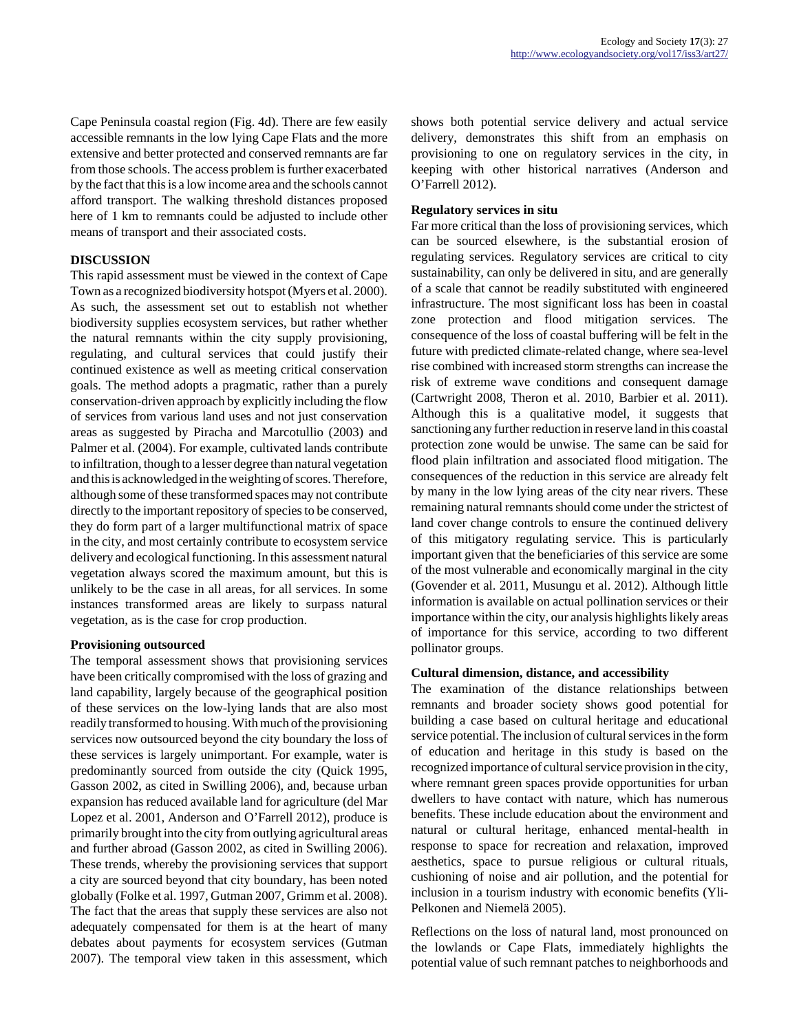Cape Peninsula coastal region (Fig. 4d). There are few easily accessible remnants in the low lying Cape Flats and the more extensive and better protected and conserved remnants are far from those schools. The access problem is further exacerbated by the fact that this is a low income area and the schools cannot afford transport. The walking threshold distances proposed here of 1 km to remnants could be adjusted to include other means of transport and their associated costs.

## DISCUSSION

This rapid assessment must be viewed in the context of Cape Town as a recognized biodiversity hotspot (Myers et al. 2000). As such, the assessment set out to establish not whether biodiversity supplies ecosystem services, but rather whether the natural remnants within the city supply provisioning, regulating, and cultural services that could justify their continued existence as well as meeting critical conservation goals. The method adopts a pragmatic, rather than a purely conservation-driven approach by explicitly including the flow of services from various land uses and not just conservation areas as suggested by Piracha and Marcotullio (2003) and Palmer et al. (2004). For example, cultivated lands contribute to infiltration, though to a lesser degree than natural vegetation and this is acknowledged in the weighting of scores. Therefore, although some of these transformed spaces may not contribute directly to the important repository of species to be conserved, they do form part of a larger multifunctional matrix of space in the city, and most certainly contribute to ecosystem service delivery and ecological functioning. In this assessment natural vegetation always scored the maximum amount, but this is unlikely to be the case in all areas, for all services. In some instances transformed areas are likely to surpass natural vegetation, as is the case for crop production.

### Provisioning outsourced

The temporal assessment shows that provisioning services have been critically compromised with the loss of grazing and land capability, largely because of the geographical position of these services on the low-lying lands that are also most readily transformed to housing. With much of the provisioning services now outsourced beyond the city boundary the loss of these services is largely unimportant. For example, water is predominantly sourced from outside the city (Quick 1995, Gasson 2002, as cited in Swilling 2006), and, because urban expansion has reduced available land for agriculture (del Mar Lopez et al. 2001, Anderson and O'Farrell 2012), produce is primarily brought into the city from outlying agricultural areas and further abroad (Gasson 2002, as cited in Swilling 2006). These trends, whereby the provisioning services that support a city are sourced beyond that city boundary, has been noted globally (Folke et al. 1997, Gutman 2007, Grimm et al. 2008). The fact that the areas that supply these services are also not adequately compensated for them is at the heart of many debates about payments for ecosystem services (Gutman 2007). The temporal view taken in this assessment, which shows both potential service delivery and actual service delivery, demonstrates this shift from an emphasis on provisioning to one on regulatory services in the city, in keeping with other historical narratives (Anderson and O'Farrell 2012).

### Regulatory services in situ

Far more critical than the loss of provisioning services, which can be sourced elsewhere, is the substantial erosion of regulating services. Regulatory services are critical to city sustainability, can only be delivered in situ, and are generally of a scale that cannot be readily substituted with engineered infrastructure. The most significant loss has been in coastal zone protection and flood mitigation services. The consequence of the loss of coastal buffering will be felt in the future with predicted climate-related change, where sea-level rise combined with increased storm strengths can increase the risk of extreme wave conditions and consequent damage (Cartwright 2008, Theron et al. 2010, Barbier et al. 2011). Although this is a qualitative model, it suggests that sanctioning any further reduction in reserve land in this coastal protection zone would be unwise. The same can be said for flood plain infiltration and associated flood mitigation. The consequences of the reduction in this service are already felt by many in the low lying areas of the city near rivers. These remaining natural remnants should come under the strictest of land cover change controls to ensure the continued delivery of this mitigatory regulating service. This is particularly important given that the beneficiaries of this service are some of the most vulnerable and economically marginal in the city (Govender et al. 2011, Musungu et al. 2012). Although little information is available on actual pollination services or their importance within the city, our analysis highlights likely areas of importance for this service, according to two different pollinator groups.

### Cultural dimension, distance, and accessibility

The examination of the distance relationships between remnants and broader society shows good potential for building a case based on cultural heritage and educational service potential. The inclusion of cultural services in the form of education and heritage in this study is based on the recognized importance of cultural service provision in the city, where remnant green spaces provide opportunities for urban dwellers to have contact with nature, which has numerous benefits. These include education about the environment and natural or cultural heritage, enhanced mental-health in response to space for recreation and relaxation, improved aesthetics, space to pursue religious or cultural rituals, cushioning of noise and air pollution, and the potential for inclusion in a tourism industry with economic benefits (Yli-Pelkonen and Niemelä 2005).

Reflections on the loss of natural land, most pronounced on the lowlands or Cape Flats, immediately highlights the potential value of such remnant patches to neighborhoods and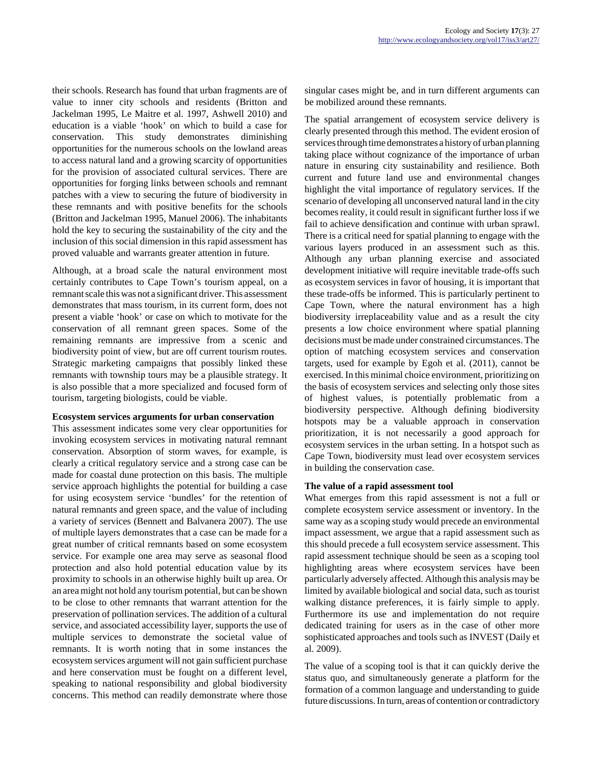their schools. Research has found that urban fragments are of value to inner city schools and residents (Britton and Jackelman 1995, Le Maitre et al. 1997, Ashwell 2010) and education is a viable 'hook' on which to build a case for conservation. This study demonstrates diminishing opportunities for the numerous schools on the lowland areas to access natural land and a growing scarcity of opportunities for the provision of associated cultural services. There are opportunities for forging links between schools and remnant patches with a view to securing the future of biodiversity in these remnants and with positive benefits for the schools (Britton and Jackelman 1995, Manuel 2006). The inhabitants hold the key to securing the sustainability of the city and the inclusion of this social dimension in this rapid assessment has proved valuable and warrants greater attention in future.

Although, at a broad scale the natural environment most certainly contributes to Cape Town's tourism appeal, on a remnant scale this was not a significant driver. This assessment demonstrates that mass tourism, in its current form, does not present a viable 'hook' or case on which to motivate for the conservation of all remnant green spaces. Some of the remaining remnants are impressive from a scenic and biodiversity point of view, but are off current tourism routes. Strategic marketing campaigns that possibly linked these remnants with township tours may be a plausible strategy. It is also possible that a more specialized and focused form of tourism, targeting biologists, could be viable.

**Ecosystem services arguments for urban conservation**

This assessment indicates some very clear opportunities for invoking ecosystem services in motivating natural remnant conservation. Absorption of storm waves, for example, is clearly a critical regulatory service and a strong case can be made for coastal dune protection on this basis. The multiple service approach highlights the potential for building a case for using ecosystem service 'bundles' for the retention of natural remnants and green space, and the value of including a variety of services (Bennett and Balvanera 2007). The use of multiple layers demonstrates that a case can be made for a great number of critical remnants based on some ecosystem service. For example one area may serve as seasonal flood protection and also hold potential education value by its proximity to schools in an otherwise highly built up area. Or an area might not hold any tourism potential, but can be shown to be close to other remnants that warrant attention for the preservation of pollination services. The addition of a cultural service, and associated accessibility layer, supports the use of multiple services to demonstrate the societal value of remnants. It is worth noting that in some instances the ecosystem services argument will not gain sufficient purchase and here conservation must be fought on a different level, speaking to national responsibility and global biodiversity concerns. This method can readily demonstrate where those singular cases might be, and in turn different arguments can be mobilized around these remnants.

The spatial arrangement of ecosystem service delivery is clearly presented through this method. The evident erosion of services through time demonstrates a history of urban planning taking place without cognizance of the importance of urban nature in ensuring city sustainability and resilience. Both current and future land use and environmental changes highlight the vital importance of regulatory services. If the scenario of developing all unconserved natural land in the city becomes reality, it could result in significant further loss if we fail to achieve densification and continue with urban sprawl. There is a critical need for spatial planning to engage with the various layers produced in an assessment such as this. Although any urban planning exercise and associated development initiative will require inevitable trade-offs such as ecosystem services in favor of housing, it is important that these trade-offs be informed. This is particularly pertinent to Cape Town, where the natural environment has a high biodiversity irreplaceability value and as a result the city presents a low choice environment where spatial planning decisions must be made under constrained circumstances. The option of matching ecosystem services and conservation targets, used for example by Egoh et al. (2011), cannot be exercised. In this minimal choice environment, prioritizing on the basis of ecosystem services and selecting only those sites of highest values, is potentially problematic from a biodiversity perspective. Although defining biodiversity hotspots may be a valuable approach in conservation prioritization, it is not necessarily a good approach for ecosystem services in the urban setting. In a hotspot such as Cape Town, biodiversity must lead over ecosystem services in building the conservation case.

**The value of a rapid assessment tool**

What emerges from this rapid assessment is not a full or complete ecosystem service assessment or inventory. In the same way as a scoping study would precede an environmental impact assessment, we argue that a rapid assessment such as this should precede a full ecosystem service assessment. This rapid assessment technique should be seen as a scoping tool highlighting areas where ecosystem services have been particularly adversely affected. Although this analysis may be limited by available biological and social data, such as tourist walking distance preferences, it is fairly simple to apply. Furthermore its use and implementation do not require dedicated training for users as in the case of other more sophisticated approaches and tools such as INVEST (Daily et al. 2009).

The value of a scoping tool is that it can quickly derive the status quo, and simultaneously generate a platform for the formation of a common language and understanding to guide future discussions. In turn, areas of contention or contradictory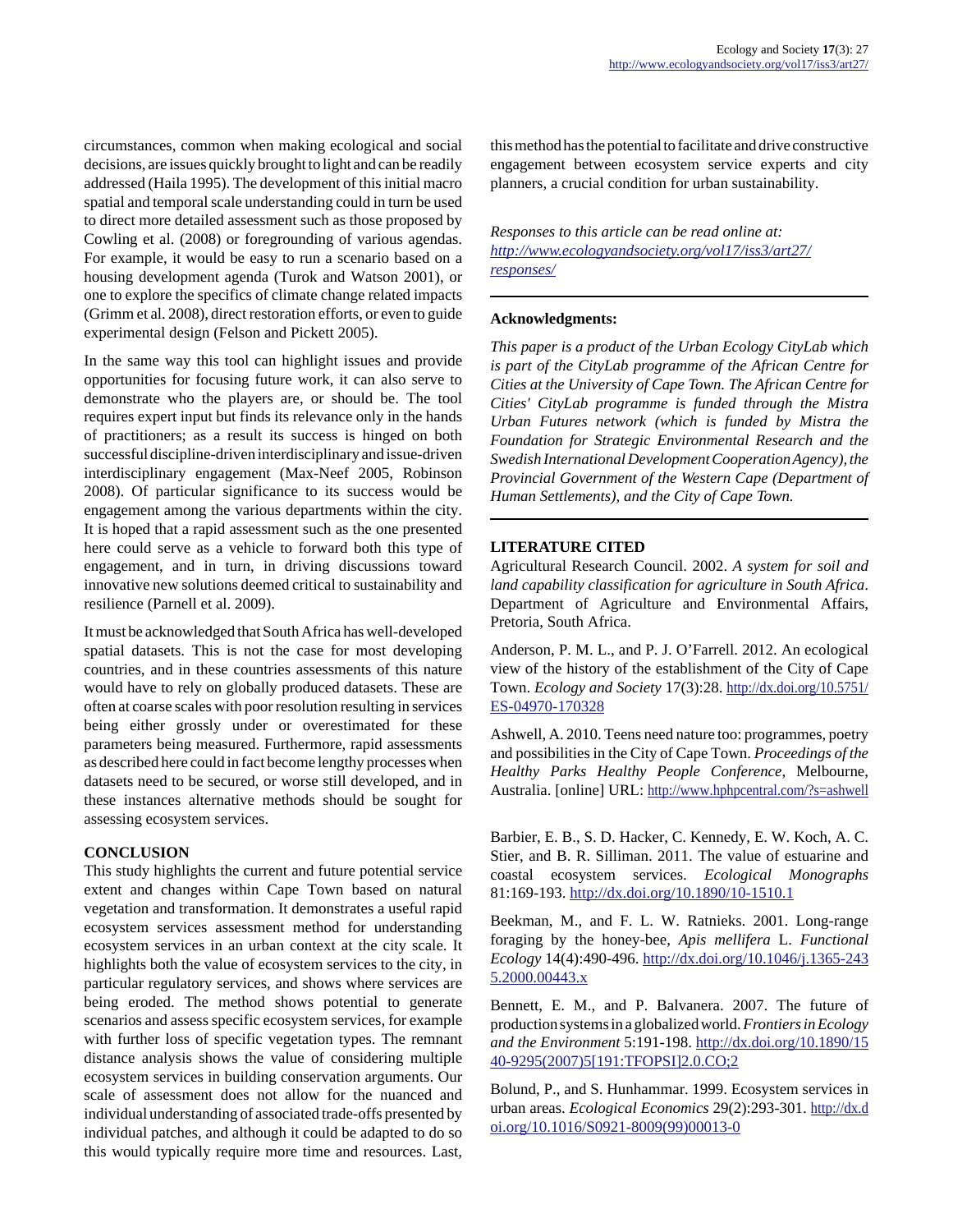circumstances, common when making ecological and social decisions, are issues quickly brought to light and can be readily addressed (Haila 1995). The development of this initial macro spatial and temporal scale understanding could in turn be used to direct more detailed assessment such as those proposed by Cowling et al. (2008) or foregrounding of various agendas. For example, it would be easy to run a scenario based on a housing development agenda (Turok and Watson 2001), or one to explore the specifics of climate change related impacts (Grimm et al. 2008), direct restoration efforts, or even to guide experimental design (Felson and Pickett 2005).

In the same way this tool can highlight issues and provide opportunities for focusing future work, it can also serve to demonstrate who the players are, or should be. The tool requires expert input but finds its relevance only in the hands of practitioners; as a result its success is hinged on both successful discipline-driven interdisciplinary and issue-driven interdisciplinary engagement (Max-Neef 2005, Robinson 2008). Of particular significance to its success would be engagement among the various departments within the city. It is hoped that a rapid assessment such as the one presented here could serve as a vehicle to forward both this type of engagement, and in turn, in driving discussions toward innovative new solutions deemed critical to sustainability and resilience (Parnell et al. 2009).

It must be acknowledged that South Africa has well-developed spatial datasets. This is not the case for most developing countries, and in these countries assessments of this nature would have to rely on globally produced datasets. These are often at coarse scales with poor resolution resulting in services being either grossly under or overestimated for these parameters being measured. Furthermore, rapid assessments as described here could in fact become lengthy processes when datasets need to be secured, or worse still developed, and in these instances alternative methods should be sought for assessing ecosystem services.

## CONCLUSION

This study highlights the current and future potential service extent and changes within Cape Town based on natural vegetation and transformation. It demonstrates a useful rapid ecosystem services assessment method for understanding ecosystem services in an urban context at the city scale. It highlights both the value of ecosystem services to the city, in particular regulatory services, and shows where services are being eroded. The method shows potential to generate scenarios and assess specific ecosystem services, for example with further loss of specific vegetation types. The remnant distance analysis shows the value of considering multiple ecosystem services in building conservation arguments. Our scale of assessment does not allow for the nuanced and individual understanding of associated trade-offs presented by individual patches, and although it could be adapted to do so this would typically require more time and resources. Last, this method has the potential to facilitate and drive constructive engagement between ecosystem service experts and city planners, a crucial condition for urban sustainability.

*Responses to this article can be read online at:* *http://www.ecologyandsociety.org/vol17/iss3/art27/responses/*

---

**Acknowledgments:**

*This paper is a product of the Urban Ecology CityLab which is part of the CityLab programme of the African Centre for Cities at the University of Cape Town. The African Centre for Cities' CityLab programme is funded through the Mistra Urban Futures network (which is funded by Mistra the Foundation for Strategic Environmental Research and the Swedish International Development Cooperation Agency), the Provincial Government of the Western Cape (Department of Human Settlements), and the City of Cape Town.*

---

## LITERATURE CITED

Agricultural Research Council. 2002. *A system for soil and land capability classification for agriculture in South Africa*. Department of Agriculture and Environmental Affairs, Pretoria, South Africa.

Anderson, P. M. L., and P. J. O'Farrell. 2012. An ecological view of the history of the establishment of the City of Cape Town. *Ecology and Society* 17(3):28. http://dx.doi.org/10.5751/ES-04970-170328

Ashwell, A. 2010. Teens need nature too: programmes, poetry and possibilities in the City of Cape Town. *Proceedings of the Healthy Parks Healthy People Conference,* Melbourne, Australia. [online] URL: http://www.hphpcentral.com/?s=ashwell

Barbier, E. B., S. D. Hacker, C. Kennedy, E. W. Koch, A. C. Stier, and B. R. Silliman. 2011. The value of estuarine and coastal ecosystem services. *Ecological Monographs* 81:169-193. http://dx.doi.org/10.1890/10-1510.1

Beekman, M., and F. L. W. Ratnieks. 2001. Long-range foraging by the honey-bee, *Apis mellifera* L. *Functional Ecology* 14(4):490-496. http://dx.doi.org/10.1046/j.1365-2435.2000.00443.x

Bennett, E. M., and P. Balvanera. 2007. The future of production systems in a globalized world. *Frontiers in Ecology and the Environment* 5:191-198. http://dx.doi.org/10.1890/1540-9295(2007)5[191:TFOPSI]2.0.CO;2

Bolund, P., and S. Hunhammar. 1999. Ecosystem services in urban areas. *Ecological Economics* 29(2):293-301. http://dx.doi.org/10.1016/S0921-8009(99)00013-0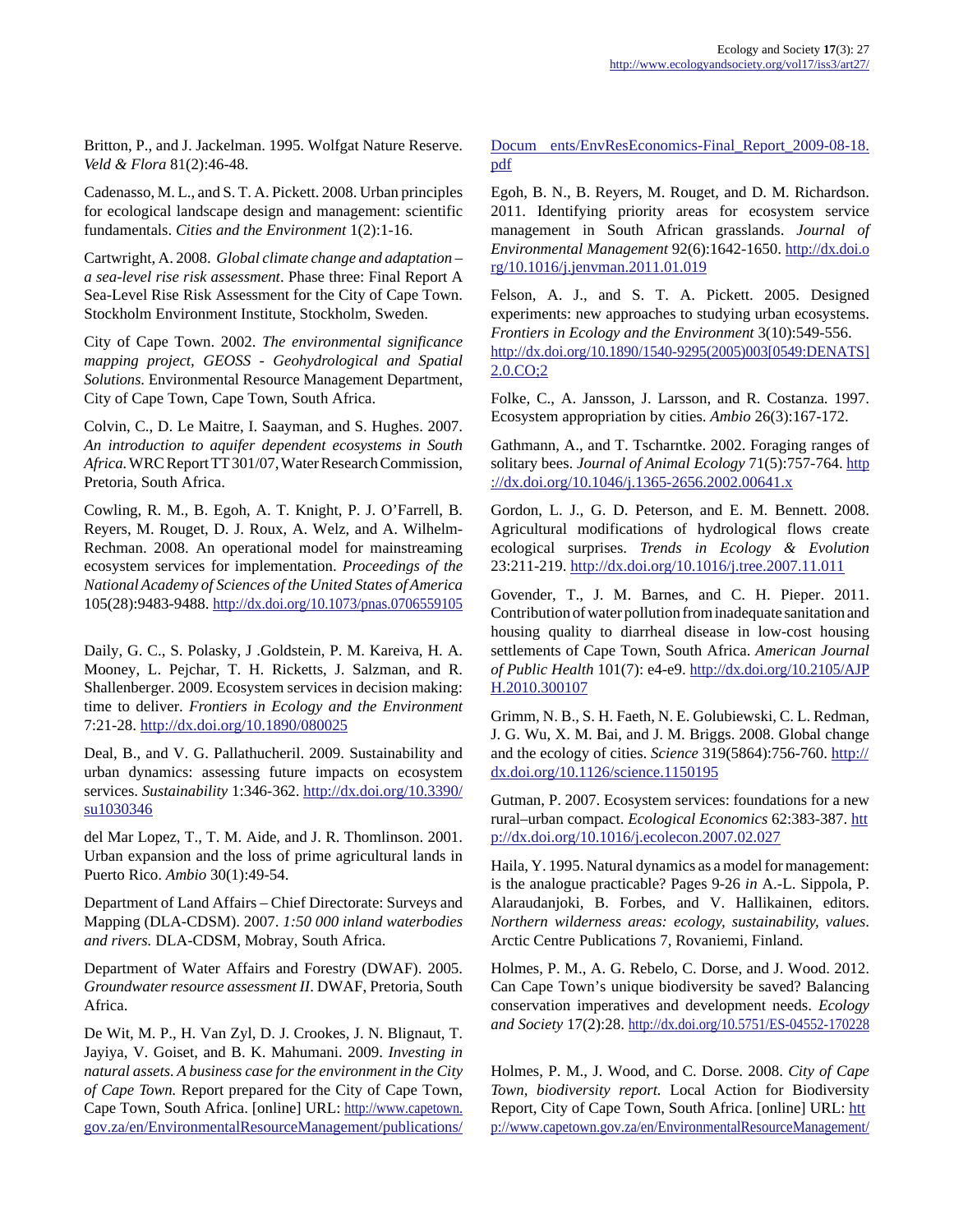Britton, P., and J. Jackelman. 1995. Wolfgat Nature Reserve. *Veld & Flora* 81(2):46-48.

Cadenasso, M. L., and S. T. A. Pickett. 2008. Urban principles for ecological landscape design and management: scientific fundamentals. *Cities and the Environment* 1(2):1-16.

Cartwright, A. 2008. *Global climate change and adaptation – a sea-level rise risk assessment*. Phase three: Final Report A Sea-Level Rise Risk Assessment for the City of Cape Town. Stockholm Environment Institute, Stockholm, Sweden.

City of Cape Town. 2002. *The environmental significance mapping project, GEOSS - Geohydrological and Spatial Solutions.* Environmental Resource Management Department, City of Cape Town, Cape Town, South Africa.

Colvin, C., D. Le Maitre, I. Saayman, and S. Hughes. 2007. *An introduction to aquifer dependent ecosystems in South Africa.* WRC Report TT 301/07, Water Research Commission, Pretoria, South Africa.

Cowling, R. M., B. Egoh, A. T. Knight, P. J. O'Farrell, B. Reyers, M. Rouget, D. J. Roux, A. Welz, and A. Wilhelm-Rechman. 2008. An operational model for mainstreaming ecosystem services for implementation. *Proceedings of the National Academy of Sciences of the United States of America* 105(28):9483-9488. http://dx.doi.org/10.1073/pnas.0706559105

Daily, G. C., S. Polasky, J .Goldstein, P. M. Kareiva, H. A. Mooney, L. Pejchar, T. H. Ricketts, J. Salzman, and R. Shallenberger. 2009. Ecosystem services in decision making: time to deliver. *Frontiers in Ecology and the Environment* 7:21-28. http://dx.doi.org/10.1890/080025

Deal, B., and V. G. Pallathucheril. 2009. Sustainability and urban dynamics: assessing future impacts on ecosystem services. *Sustainability* 1:346-362. http://dx.doi.org/10.3390/su1030346

del Mar Lopez, T., T. M. Aide, and J. R. Thomlinson. 2001. Urban expansion and the loss of prime agricultural lands in Puerto Rico. *Ambio* 30(1):49-54.

Department of Land Affairs – Chief Directorate: Surveys and Mapping (DLA-CDSM). 2007. *1:50 000 inland waterbodies and rivers.* DLA-CDSM, Mobray, South Africa.

Department of Water Affairs and Forestry (DWAF). 2005. *Groundwater resource assessment II*. DWAF, Pretoria, South Africa.

De Wit, M. P., H. Van Zyl, D. J. Crookes, J. N. Blignaut, T. Jayiya, V. Goiset, and B. K. Mahumani. 2009. *Investing in natural assets. A business case for the environment in the City of Cape Town.* Report prepared for the City of Cape Town, Cape Town, South Africa. [online] URL: http://www.capetown.gov.za/en/EnvironmentalResourceManagement/publications/Docum ents/EnvResEconomics-Final_Report_2009-08-18.pdf

Egoh, B. N., B. Reyers, M. Rouget, and D. M. Richardson. 2011. Identifying priority areas for ecosystem service management in South African grasslands. *Journal of Environmental Management* 92(6):1642-1650. http://dx.doi.org/10.1016/j.jenvman.2011.01.019

Felson, A. J., and S. T. A. Pickett. 2005. Designed experiments: new approaches to studying urban ecosystems. *Frontiers in Ecology and the Environment* 3(10):549-556. http://dx.doi.org/10.1890/1540-9295(2005)003[0549:DENATS]2.0.CO;2

Folke, C., A. Jansson, J. Larsson, and R. Costanza. 1997. Ecosystem appropriation by cities. *Ambio* 26(3):167-172.

Gathmann, A., and T. Tscharntke. 2002. Foraging ranges of solitary bees. *Journal of Animal Ecology* 71(5):757-764. http://dx.doi.org/10.1046/j.1365-2656.2002.00641.x

Gordon, L. J., G. D. Peterson, and E. M. Bennett. 2008. Agricultural modifications of hydrological flows create ecological surprises. *Trends in Ecology & Evolution* 23:211-219. http://dx.doi.org/10.1016/j.tree.2007.11.011

Govender, T., J. M. Barnes, and C. H. Pieper. 2011. Contribution of water pollution from inadequate sanitation and housing quality to diarrheal disease in low-cost housing settlements of Cape Town, South Africa. *American Journal of Public Health* 101(7): e4-e9. http://dx.doi.org/10.2105/AJPH.2010.300107

Grimm, N. B., S. H. Faeth, N. E. Golubiewski, C. L. Redman, J. G. Wu, X. M. Bai, and J. M. Briggs. 2008. Global change and the ecology of cities. *Science* 319(5864):756-760. http://dx.doi.org/10.1126/science.1150195

Gutman, P. 2007. Ecosystem services: foundations for a new rural–urban compact. *Ecological Economics* 62:383-387. http://dx.doi.org/10.1016/j.ecolecon.2007.02.027

Haila, Y. 1995. Natural dynamics as a model for management: is the analogue practicable? Pages 9-26 *in* A.-L. Sippola, P. Alaraudanjoki, B. Forbes, and V. Hallikainen, editors. *Northern wilderness areas: ecology, sustainability, values*. Arctic Centre Publications 7, Rovaniemi, Finland.

Holmes, P. M., A. G. Rebelo, C. Dorse, and J. Wood. 2012. Can Cape Town's unique biodiversity be saved? Balancing conservation imperatives and development needs. *Ecology and Society* 17(2):28. http://dx.doi.org/10.5751/ES-04552-170228

Holmes, P. M., J. Wood, and C. Dorse. 2008. *City of Cape Town, biodiversity report.* Local Action for Biodiversity Report, City of Cape Town, South Africa. [online] URL: http://www.capetown.gov.za/en/EnvironmentalResourceManagement/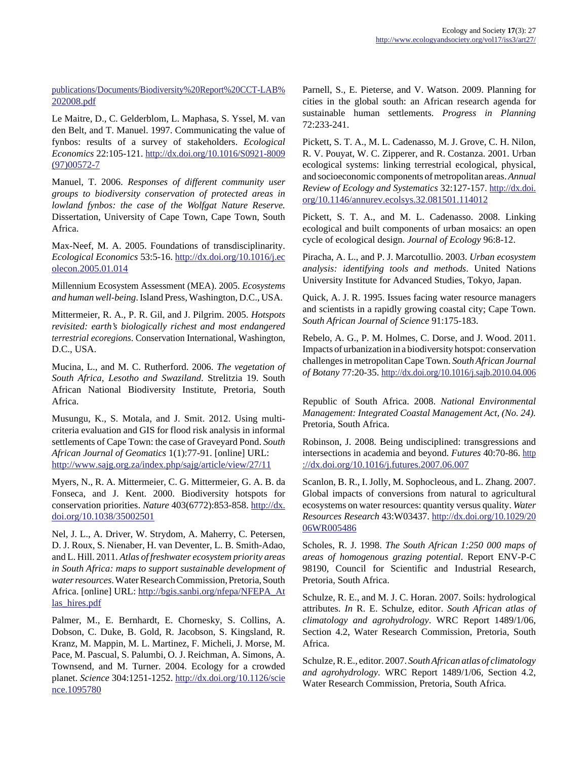publications/Documents/Biodiversity%20Report%20CCT-LAB%202008.pdf

Le Maitre, D., C. Gelderblom, L. Maphasa, S. Yssel, M. van den Belt, and T. Manuel. 1997. Communicating the value of fynbos: results of a survey of stakeholders. *Ecological Economics* 22:105-121. http://dx.doi.org/10.1016/S0921-8009(97)00572-7

Manuel, T. 2006. *Responses of different community user groups to biodiversity conservation of protected areas in lowland fynbos: the case of the Wolfgat Nature Reserve.* Dissertation, University of Cape Town, Cape Town, South Africa.

Max-Neef, M. A. 2005. Foundations of transdisciplinarity. *Ecological Economics* 53:5-16. http://dx.doi.org/10.1016/j.ecolecon.2005.01.014

Millennium Ecosystem Assessment (MEA). 2005. *Ecosystems and human well-being*. Island Press, Washington, D.C., USA.

Mittermeier, R. A., P. R. Gil, and J. Pilgrim. 2005. *Hotspots revisited: earth's biologically richest and most endangered terrestrial ecoregions*. Conservation International, Washington, D.C., USA.

Mucina, L., and M. C. Rutherford. 2006. *The vegetation of South Africa, Lesotho and Swaziland*. Strelitzia 19. South African National Biodiversity Institute, Pretoria, South Africa.

Musungu, K., S. Motala, and J. Smit. 2012. Using multi-criteria evaluation and GIS for flood risk analysis in informal settlements of Cape Town: the case of Graveyard Pond. *South African Journal of Geomatics* 1(1):77-91. [online] URL: http://www.sajg.org.za/index.php/sajg/article/view/27/11

Myers, N., R. A. Mittermeier, C. G. Mittermeier, G. A. B. da Fonseca, and J. Kent. 2000. Biodiversity hotspots for conservation priorities. *Nature* 403(6772):853-858. http://dx.doi.org/10.1038/35002501

Nel, J. L., A. Driver, W. Strydom, A. Maherry, C. Petersen, D. J. Roux, S. Nienaber, H. van Deventer, L. B. Smith-Adao, and L. Hill. 2011. *Atlas of freshwater ecosystem priority areas in South Africa: maps to support sustainable development of water resources*. Water Research Commission, Pretoria, South Africa. [online] URL: http://bgis.sanbi.org/nfepa/NFEPA_Atlas_hires.pdf

Palmer, M., E. Bernhardt, E. Chornesky, S. Collins, A. Dobson, C. Duke, B. Gold, R. Jacobson, S. Kingsland, R. Kranz, M. Mappin, M. L. Martinez, F. Micheli, J. Morse, M. Pace, M. Pascual, S. Palumbi, O. J. Reichman, A. Simons, A. Townsend, and M. Turner. 2004. Ecology for a crowded planet. *Science* 304:1251-1252. http://dx.doi.org/10.1126/science.1095780

Parnell, S., E. Pieterse, and V. Watson. 2009. Planning for cities in the global south: an African research agenda for sustainable human settlements. *Progress in Planning* 72:233-241.

Pickett, S. T. A., M. L. Cadenasso, M. J. Grove, C. H. Nilon, R. V. Pouyat, W. C. Zipperer, and R. Costanza. 2001. Urban ecological systems: linking terrestrial ecological, physical, and socioeconomic components of metropolitan areas. *Annual Review of Ecology and Systematics* 32:127-157. http://dx.doi.org/10.1146/annurev.ecolsys.32.081501.114012

Pickett, S. T. A., and M. L. Cadenasso. 2008. Linking ecological and built components of urban mosaics: an open cycle of ecological design. *Journal of Ecology* 96:8-12.

Piracha, A. L., and P. J. Marcotullio. 2003. *Urban ecosystem analysis: identifying tools and methods*. United Nations University Institute for Advanced Studies, Tokyo, Japan.

Quick, A. J. R. 1995. Issues facing water resource managers and scientists in a rapidly growing coastal city; Cape Town. *South African Journal of Science* 91:175-183.

Rebelo, A. G., P. M. Holmes, C. Dorse, and J. Wood. 2011. Impacts of urbanization in a biodiversity hotspot: conservation challenges in metropolitan Cape Town. *South African Journal of Botany* 77:20-35. http://dx.doi.org/10.1016/j.sajb.2010.04.006

Republic of South Africa. 2008. *National Environmental Management: Integrated Coastal Management Act, (No. 24).* Pretoria, South Africa.

Robinson, J. 2008. Being undisciplined: transgressions and intersections in academia and beyond. *Futures* 40:70-86. http://dx.doi.org/10.1016/j.futures.2007.06.007

Scanlon, B. R., I. Jolly, M. Sophocleous, and L. Zhang. 2007. Global impacts of conversions from natural to agricultural ecosystems on water resources: quantity versus quality. *Water Resources Research* 43:W03437. http://dx.doi.org/10.1029/2006WR005486

Scholes, R. J. 1998. *The South African 1:250 000 maps of areas of homogenous grazing potential*. Report ENV-P-C 98190, Council for Scientific and Industrial Research, Pretoria, South Africa.

Schulze, R. E., and M. J. C. Horan. 2007. Soils: hydrological attributes. *In* R. E. Schulze, editor. *South African atlas of climatology and agrohydrology*. WRC Report 1489/1/06, Section 4.2, Water Research Commission, Pretoria, South Africa.

Schulze, R. E., editor. 2007. *South African atlas of climatology and agrohydrology*. WRC Report 1489/1/06, Section 4.2, Water Research Commission, Pretoria, South Africa.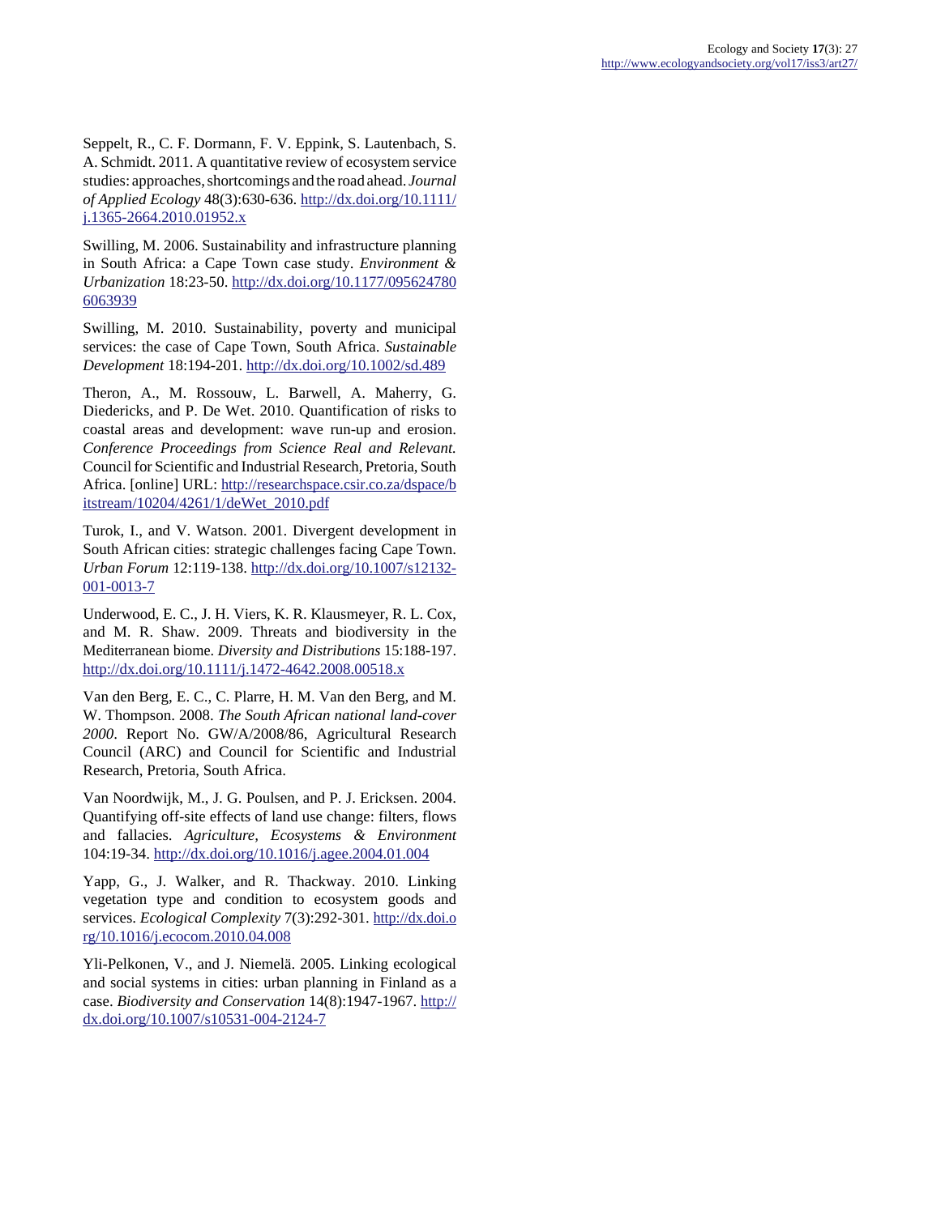Seppelt, R., C. F. Dormann, F. V. Eppink, S. Lautenbach, S. A. Schmidt. 2011. A quantitative review of ecosystem service studies: approaches, shortcomings and the road ahead. *Journal of Applied Ecology* 48(3):630-636. http://dx.doi.org/10.1111/j.1365-2664.2010.01952.x

Swilling, M. 2006. Sustainability and infrastructure planning in South Africa: a Cape Town case study. *Environment & Urbanization* 18:23-50. http://dx.doi.org/10.1177/0956247806063939

Swilling, M. 2010. Sustainability, poverty and municipal services: the case of Cape Town, South Africa. *Sustainable Development* 18:194-201. http://dx.doi.org/10.1002/sd.489

Theron, A., M. Rossouw, L. Barwell, A. Maherry, G. Diedericks, and P. De Wet. 2010. Quantification of risks to coastal areas and development: wave run-up and erosion. *Conference Proceedings from Science Real and Relevant.* Council for Scientific and Industrial Research, Pretoria, South Africa. [online] URL: http://researchspace.csir.co.za/dspace/bitstream/10204/4261/1/deWet_2010.pdf

Turok, I., and V. Watson. 2001. Divergent development in South African cities: strategic challenges facing Cape Town. *Urban Forum* 12:119-138. http://dx.doi.org/10.1007/s12132-001-0013-7

Underwood, E. C., J. H. Viers, K. R. Klausmeyer, R. L. Cox, and M. R. Shaw. 2009. Threats and biodiversity in the Mediterranean biome. *Diversity and Distributions* 15:188-197. http://dx.doi.org/10.1111/j.1472-4642.2008.00518.x

Van den Berg, E. C., C. Plarre, H. M. Van den Berg, and M. W. Thompson. 2008. *The South African national land-cover 2000*. Report No. GW/A/2008/86, Agricultural Research Council (ARC) and Council for Scientific and Industrial Research, Pretoria, South Africa.

Van Noordwijk, M., J. G. Poulsen, and P. J. Ericksen. 2004. Quantifying off-site effects of land use change: filters, flows and fallacies. *Agriculture, Ecosystems & Environment* 104:19-34. http://dx.doi.org/10.1016/j.agee.2004.01.004

Yapp, G., J. Walker, and R. Thackway. 2010. Linking vegetation type and condition to ecosystem goods and services. *Ecological Complexity* 7(3):292-301. http://dx.doi.org/10.1016/j.ecocom.2010.04.008

Yli-Pelkonen, V., and J. Niemelä. 2005. Linking ecological and social systems in cities: urban planning in Finland as a case. *Biodiversity and Conservation* 14(8):1947-1967. http://dx.doi.org/10.1007/s10531-004-2124-7